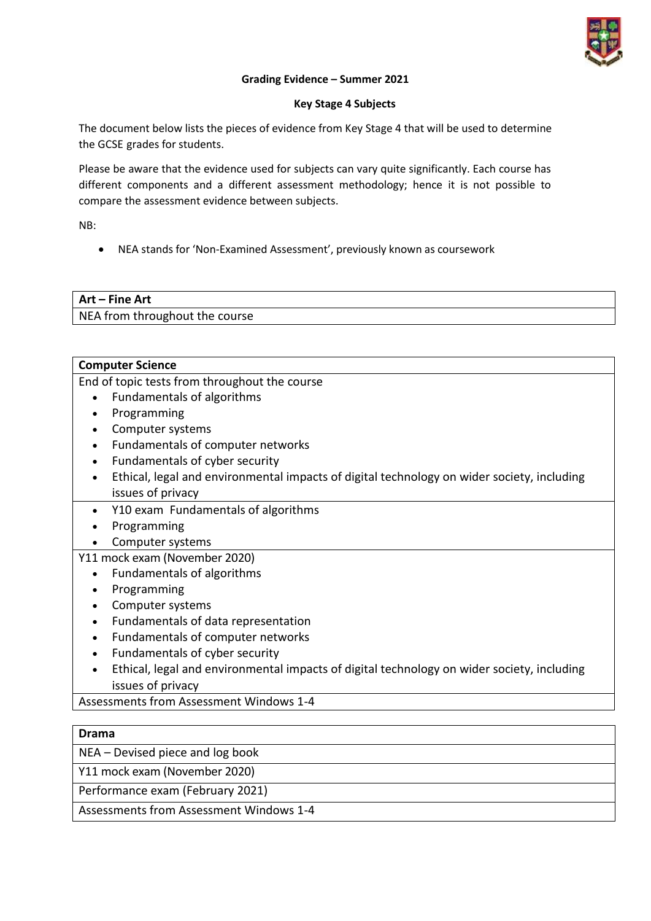**Grading Evidence – Summer 2021**

**Key Stage 4 Subjects**

The document below lists the pieces of evidence from Key Stage 4 that will be used to determine the GCSE grades for students.

Please be aware that the evidence used for subjects can vary quite significantly. Each course has different components and a different assessment methodology; hence it is not possible to compare the assessment evidence between subjects.

NB:

- NEA stands for 'Non-Examined Assessment', previously known as coursework

| **Art – Fine Art** |
|---|
| NEA from throughout the course |

| **Computer Science** |
|---|
| End of topic tests from throughout the course<br>• Fundamentals of algorithms<br>• Programming<br>• Computer systems<br>• Fundamentals of computer networks<br>• Fundamentals of cyber security<br>• Ethical, legal and environmental impacts of digital technology on wider society, including issues of privacy |
| • Y10 exam Fundamentals of algorithms<br>• Programming<br>• Computer systems |
| Y11 mock exam (November 2020)<br>• Fundamentals of algorithms<br>• Programming<br>• Computer systems<br>• Fundamentals of data representation<br>• Fundamentals of computer networks<br>• Fundamentals of cyber security<br>• Ethical, legal and environmental impacts of digital technology on wider society, including issues of privacy |
| Assessments from Assessment Windows 1-4 |

| **Drama** |
|---|
| NEA – Devised piece and log book |
| Y11 mock exam (November 2020) |
| Performance exam (February 2021) |
| Assessments from Assessment Windows 1-4 |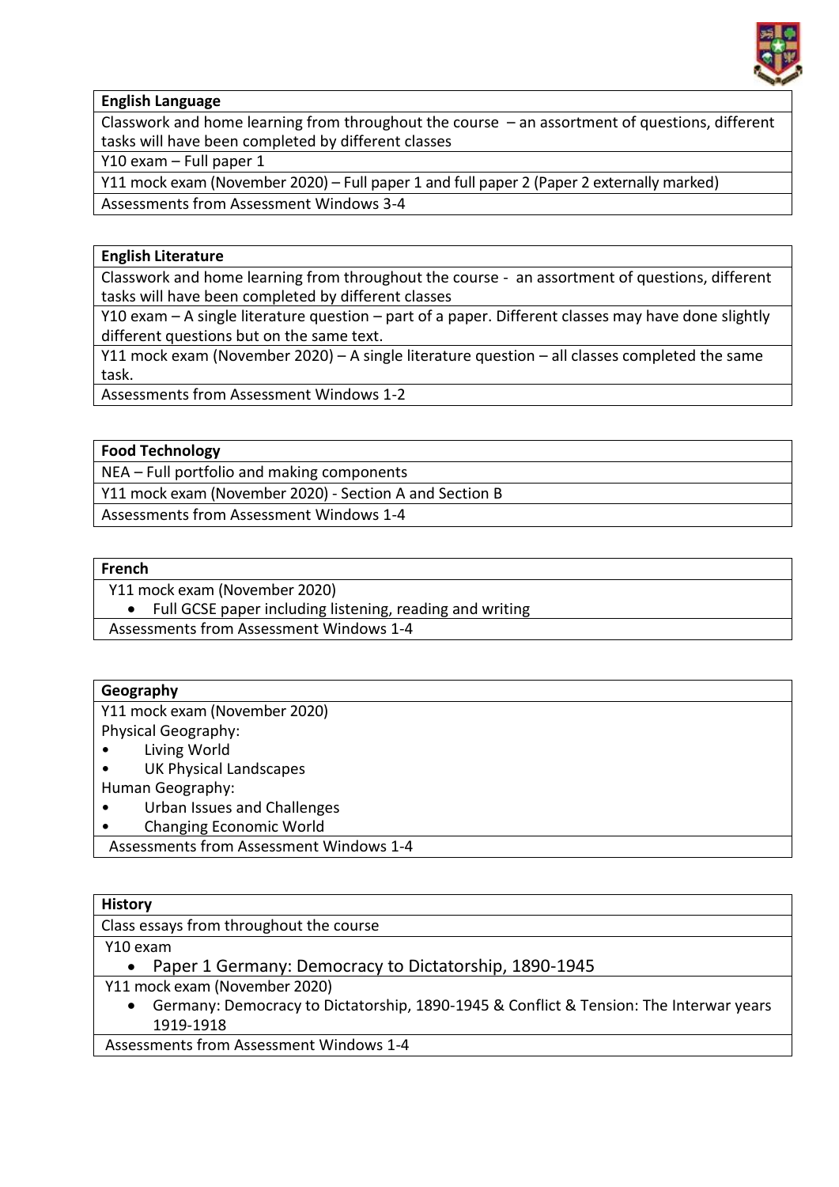| English Language |
| --- |
| Classwork and home learning from throughout the course – an assortment of questions, different tasks will have been completed by different classes |
| Y10 exam – Full paper 1 |
| Y11 mock exam (November 2020) – Full paper 1 and full paper 2 (Paper 2 externally marked) |
| Assessments from Assessment Windows 3-4 |

| English Literature |
| --- |
| Classwork and home learning from throughout the course - an assortment of questions, different tasks will have been completed by different classes |
| Y10 exam – A single literature question – part of a paper. Different classes may have done slightly different questions but on the same text. |
| Y11 mock exam (November 2020) – A single literature question – all classes completed the same task. |
| Assessments from Assessment Windows 1-2 |

| Food Technology |
| --- |
| NEA – Full portfolio and making components |
| Y11 mock exam (November 2020) - Section A and Section B |
| Assessments from Assessment Windows 1-4 |

| French |
| --- |
| Y11 mock exam (November 2020)<br>• Full GCSE paper including listening, reading and writing |
| Assessments from Assessment Windows 1-4 |

| Geography |
| --- |
| Y11 mock exam (November 2020)<br>Physical Geography:<br>• Living World<br>• UK Physical Landscapes<br>Human Geography:<br>• Urban Issues and Challenges<br>• Changing Economic World |
| Assessments from Assessment Windows 1-4 |

| History |
| --- |
| Class essays from throughout the course |
| Y10 exam<br>• Paper 1 Germany: Democracy to Dictatorship, 1890-1945 |
| Y11 mock exam (November 2020)<br>• Germany: Democracy to Dictatorship, 1890-1945 & Conflict & Tension: The Interwar years 1919-1918 |
| Assessments from Assessment Windows 1-4 |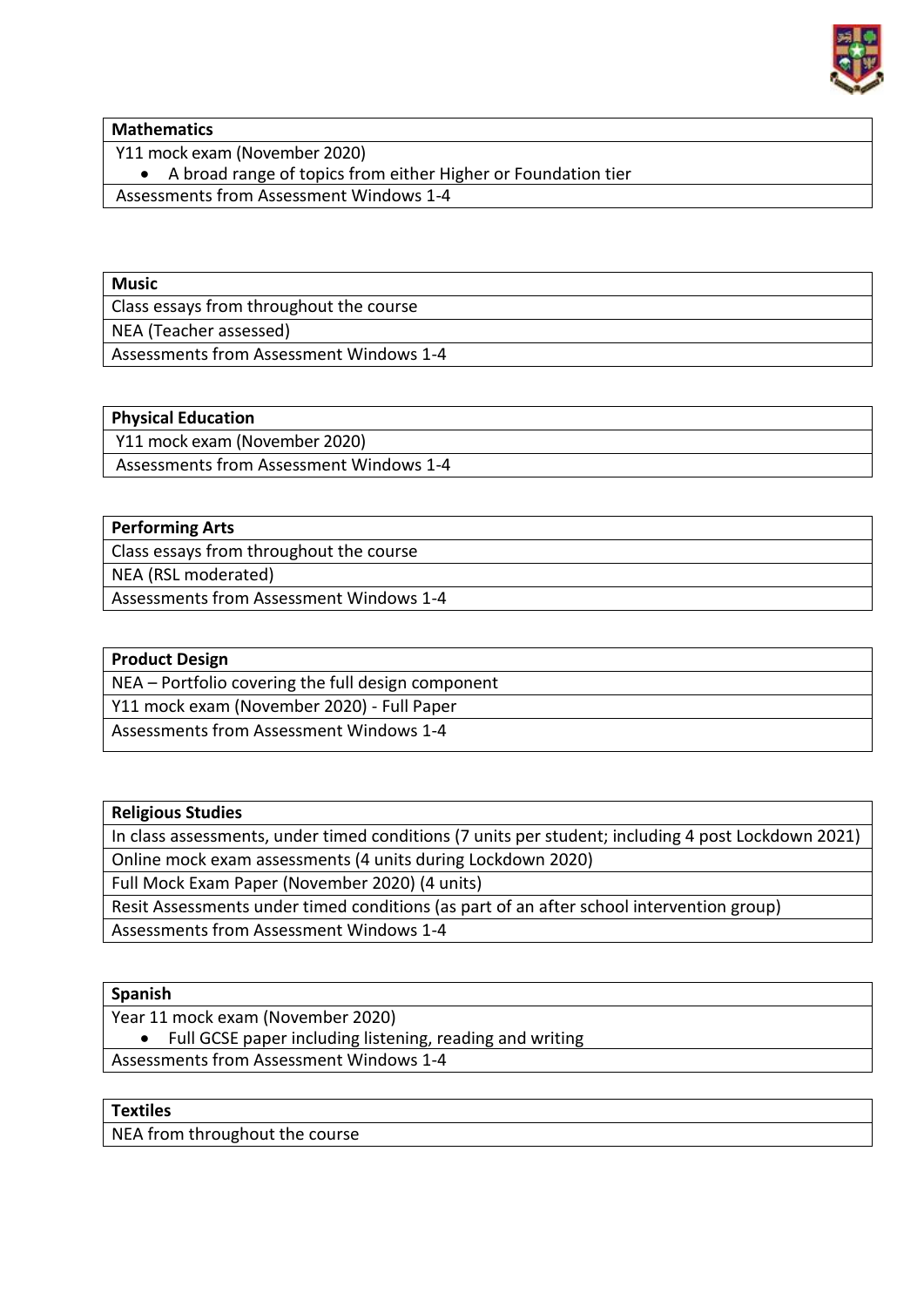| Mathematics |
| --- |
| Y11 mock exam (November 2020)<br>• A broad range of topics from either Higher or Foundation tier |
| Assessments from Assessment Windows 1-4 |

| Music |
| --- |
| Class essays from throughout the course |
| NEA (Teacher assessed) |
| Assessments from Assessment Windows 1-4 |

| Physical Education |
| --- |
| Y11 mock exam (November 2020) |
| Assessments from Assessment Windows 1-4 |

| Performing Arts |
| --- |
| Class essays from throughout the course |
| NEA (RSL moderated) |
| Assessments from Assessment Windows 1-4 |

| Product Design |
| --- |
| NEA – Portfolio covering the full design component |
| Y11 mock exam (November 2020) - Full Paper |
| Assessments from Assessment Windows 1-4 |

| Religious Studies |
| --- |
| In class assessments, under timed conditions (7 units per student; including 4 post Lockdown 2021) |
| Online mock exam assessments (4 units during Lockdown 2020) |
| Full Mock Exam Paper (November 2020) (4 units) |
| Resit Assessments under timed conditions (as part of an after school intervention group) |
| Assessments from Assessment Windows 1-4 |

| Spanish |
| --- |
| Year 11 mock exam (November 2020)<br>• Full GCSE paper including listening, reading and writing |
| Assessments from Assessment Windows 1-4 |

| Textiles |
| --- |
| NEA from throughout the course |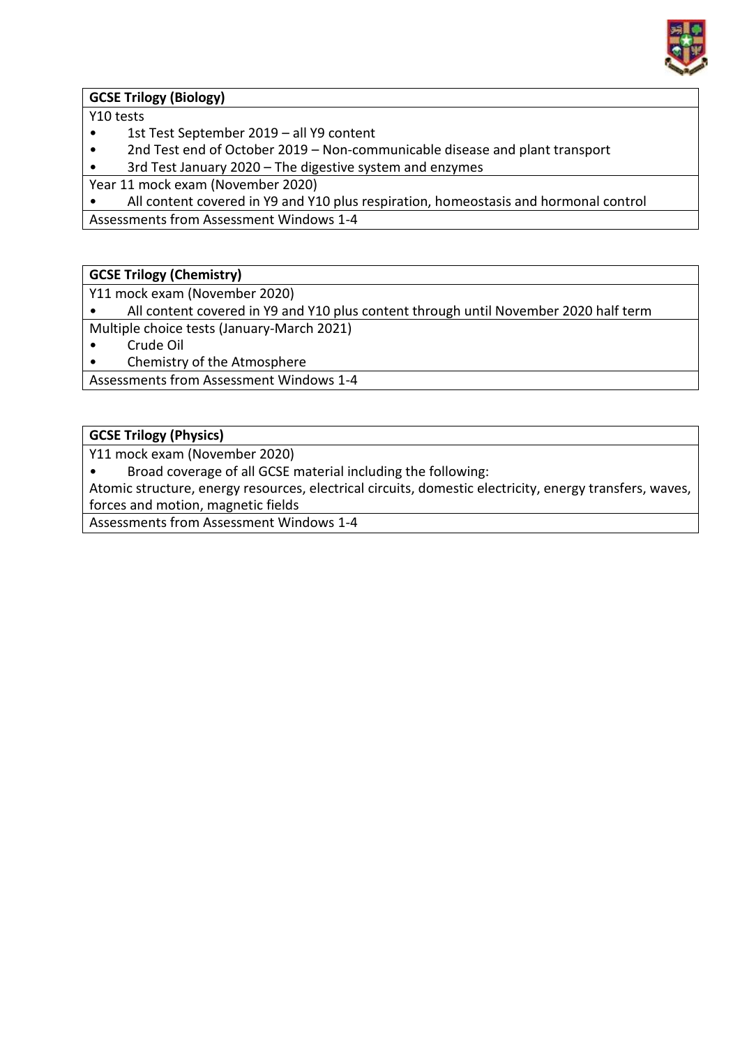| **GCSE Trilogy (Biology)** |
|---|
| Y10 tests<br>• 1st Test September 2019 – all Y9 content<br>• 2nd Test end of October 2019 – Non-communicable disease and plant transport<br>• 3rd Test January 2020 – The digestive system and enzymes |
| Year 11 mock exam (November 2020)<br>• All content covered in Y9 and Y10 plus respiration, homeostasis and hormonal control |
| Assessments from Assessment Windows 1-4 |

| **GCSE Trilogy (Chemistry)** |
|---|
| Y11 mock exam (November 2020)<br>• All content covered in Y9 and Y10 plus content through until November 2020 half term |
| Multiple choice tests (January-March 2021)<br>• Crude Oil<br>• Chemistry of the Atmosphere |
| Assessments from Assessment Windows 1-4 |

| **GCSE Trilogy (Physics)** |
|---|
| Y11 mock exam (November 2020)<br>• Broad coverage of all GCSE material including the following:<br>Atomic structure, energy resources, electrical circuits, domestic electricity, energy transfers, waves, forces and motion, magnetic fields |
| Assessments from Assessment Windows 1-4 |